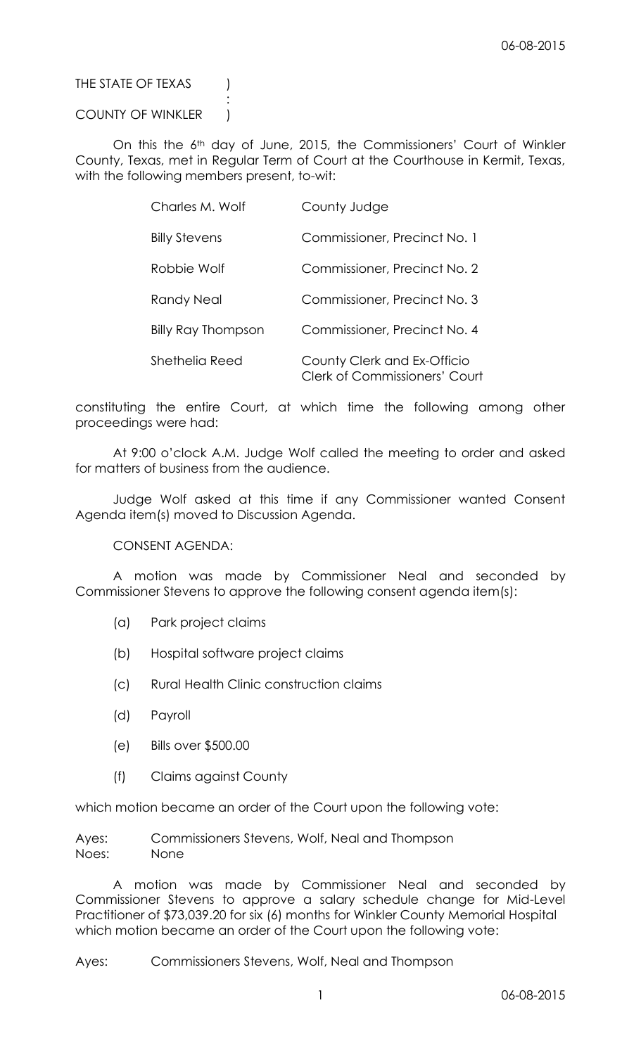THE STATE OF TEXAS )
:
COUNTY OF WINKLER )

On this the 6th day of June, 2015, the Commissioners' Court of Winkler County, Texas, met in Regular Term of Court at the Courthouse in Kermit, Texas, with the following members present, to-wit:

| | |
|---|---|
| Charles M. Wolf | County Judge |
| Billy Stevens | Commissioner, Precinct No. 1 |
| Robbie Wolf | Commissioner, Precinct No. 2 |
| Randy Neal | Commissioner, Precinct No. 3 |
| Billy Ray Thompson | Commissioner, Precinct No. 4 |
| Shethelia Reed | County Clerk and Ex-Officio Clerk of Commissioners' Court |

constituting the entire Court, at which time the following among other proceedings were had:

At 9:00 o'clock A.M. Judge Wolf called the meeting to order and asked for matters of business from the audience.

Judge Wolf asked at this time if any Commissioner wanted Consent Agenda item(s) moved to Discussion Agenda.

CONSENT AGENDA:

A motion was made by Commissioner Neal and seconded by Commissioner Stevens to approve the following consent agenda item(s):

(a) Park project claims

(b) Hospital software project claims

(c) Rural Health Clinic construction claims

(d) Payroll

(e) Bills over $500.00

(f) Claims against County

which motion became an order of the Court upon the following vote:

Ayes: Commissioners Stevens, Wolf, Neal and Thompson
Noes: None

A motion was made by Commissioner Neal and seconded by Commissioner Stevens to approve a salary schedule change for Mid-Level Practitioner of $73,039.20 for six (6) months for Winkler County Memorial Hospital which motion became an order of the Court upon the following vote:

Ayes: Commissioners Stevens, Wolf, Neal and Thompson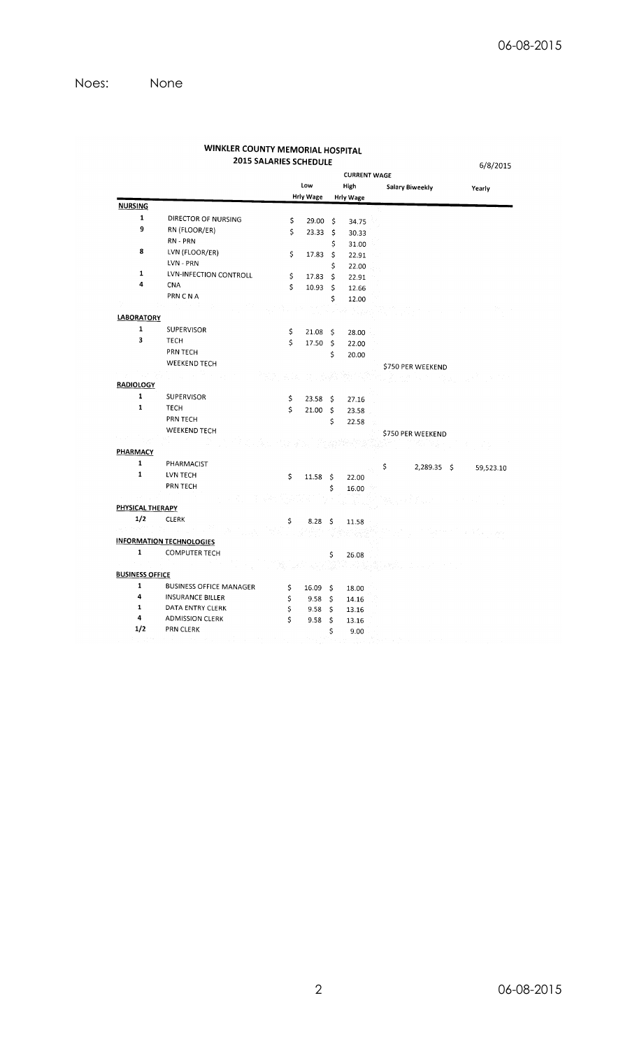Noes: None

**WINKLER COUNTY MEMORIAL HOSPITAL**
**2015 SALARIES SCHEDULE**

6/8/2015

| | | CURRENT WAGE | | | |
|---|---|---|---|---|---|
| | | Low Hrly Wage | High Hrly Wage | Salary Biweekly | Yearly |
| **NURSING** | | | | | |
| 1 | DIRECTOR OF NURSING | $ 29.00 | $ 34.75 | | |
| 9 | RN (FLOOR/ER) | $ 23.33 | $ 30.33 | | |
| | RN - PRN | | $ 31.00 | | |
| 8 | LVN (FLOOR/ER) | $ 17.83 | $ 22.91 | | |
| | LVN - PRN | | $ 22.00 | | |
| 1 | LVN-INFECTION CONTROLL | $ 17.83 | $ 22.91 | | |
| 4 | CNA | $ 10.93 | $ 12.66 | | |
| | PRN C N A | | $ 12.00 | | |
| **LABORATORY** | | | | | |
| 1 | SUPERVISOR | $ 21.08 | $ 28.00 | | |
| 3 | TECH | $ 17.50 | $ 22.00 | | |
| | PRN TECH | | $ 20.00 | | |
| | WEEKEND TECH | | | $750 PER WEEKEND | |
| **RADIOLOGY** | | | | | |
| 1 | SUPERVISOR | $ 23.58 | $ 27.16 | | |
| 1 | TECH | $ 21.00 | $ 23.58 | | |
| | PRN TECH | | $ 22.58 | | |
| | WEEKEND TECH | | | $750 PER WEEKEND | |
| **PHARMACY** | | | | | |
| 1 | PHARMACIST | | | $ 2,289.35 | $ 59,523.10 |
| 1 | LVN TECH | $ 11.58 | $ 22.00 | | |
| | PRN TECH | | $ 16.00 | | |
| **PHYSICAL THERAPY** | | | | | |
| 1/2 | CLERK | $ 8.28 | $ 11.58 | | |
| **INFORMATION TECHNOLOGIES** | | | | | |
| 1 | COMPUTER TECH | | $ 26.08 | | |
| **BUSINESS OFFICE** | | | | | |
| 1 | BUSINESS OFFICE MANAGER | $ 16.09 | $ 18.00 | | |
| 4 | INSURANCE BILLER | $ 9.58 | $ 14.16 | | |
| 1 | DATA ENTRY CLERK | $ 9.58 | $ 13.16 | | |
| 4 | ADMISSION CLERK | $ 9.58 | $ 13.16 | | |
| 1/2 | PRN CLERK | | $ 9.00 | | |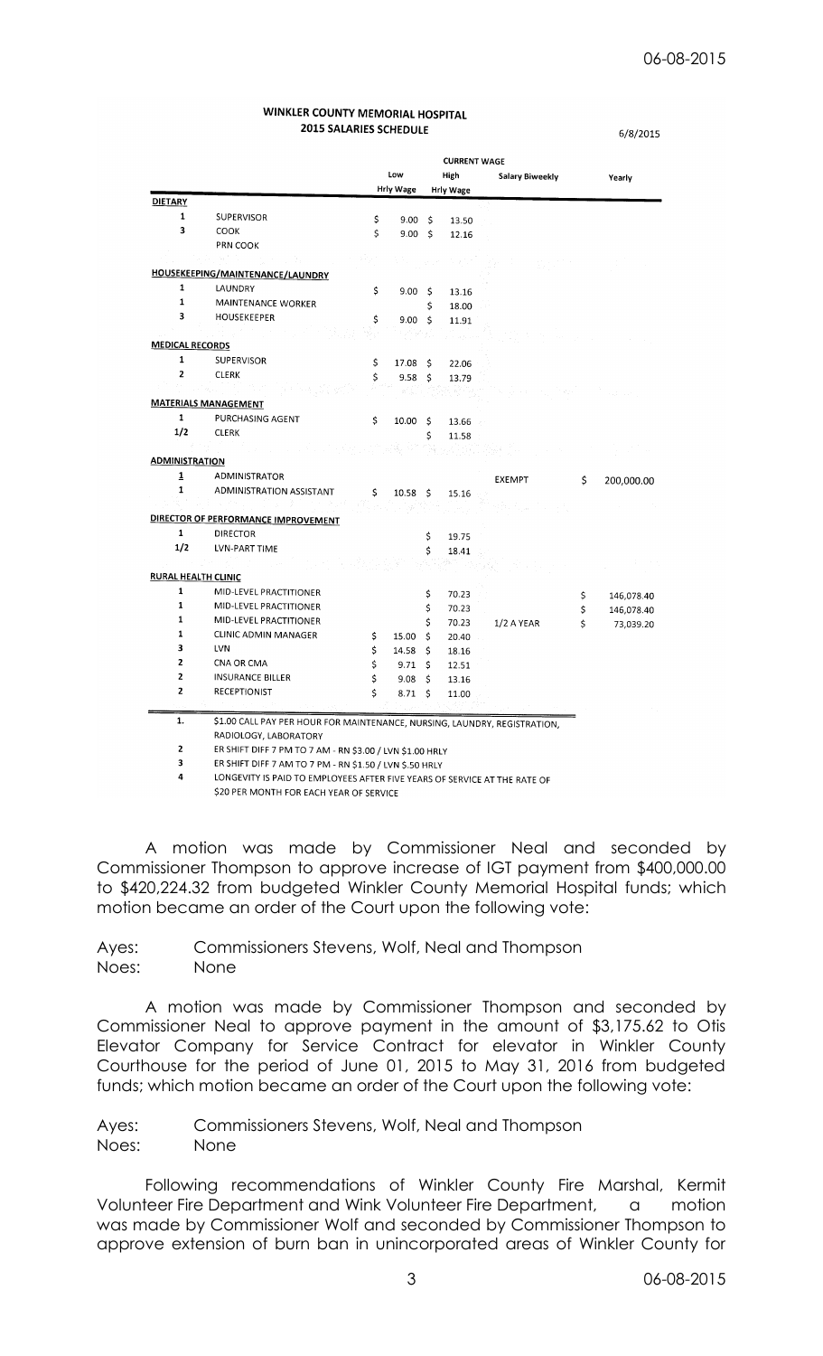**WINKLER COUNTY MEMORIAL HOSPITAL**
**2015 SALARIES SCHEDULE**

6/8/2015

| | | CURRENT WAGE | | | |
|---|---|---|---|---|---|
| | | Low Hrly Wage | High Hrly Wage | Salary Biweekly | Yearly |
| **DIETARY** | | | | | |
| 1 | SUPERVISOR | $ 9.00 | $ 13.50 | | |
| 3 | COOK | $ 9.00 | $ 12.16 | | |
| | PRN COOK | | | | |
| **HOUSEKEEPING/MAINTENANCE/LAUNDRY** | | | | | |
| 1 | LAUNDRY | $ 9.00 | $ 13.16 | | |
| 1 | MAINTENANCE WORKER | | $ 18.00 | | |
| 3 | HOUSEKEEPER | $ 9.00 | $ 11.91 | | |
| **MEDICAL RECORDS** | | | | | |
| 1 | SUPERVISOR | $ 17.08 | $ 22.06 | | |
| 2 | CLERK | $ 9.58 | $ 13.79 | | |
| **MATERIALS MANAGEMENT** | | | | | |
| 1 | PURCHASING AGENT | $ 10.00 | $ 13.66 | | |
| 1/2 | CLERK | | $ 11.58 | | |
| **ADMINISTRATION** | | | | | |
| 1 | ADMINISTRATOR | | | EXEMPT | $ 200,000.00 |
| 1 | ADMINISTRATION ASSISTANT | $ 10.58 | $ 15.16 | | |
| **DIRECTOR OF PERFORMANCE IMPROVEMENT** | | | | | |
| 1 | DIRECTOR | | $ 19.75 | | |
| 1/2 | LVN-PART TIME | | $ 18.41 | | |
| **RURAL HEALTH CLINIC** | | | | | |
| 1 | MID-LEVEL PRACTITIONER | | $ 70.23 | | $ 146,078.40 |
| 1 | MID-LEVEL PRACTITIONER | | $ 70.23 | | $ 146,078.40 |
| 1 | MID-LEVEL PRACTITIONER | | $ 70.23 | 1/2 A YEAR | $ 73,039.20 |
| 1 | CLINIC ADMIN MANAGER | $ 15.00 | $ 20.40 | | |
| 3 | LVN | $ 14.58 | $ 18.16 | | |
| 2 | CNA OR CMA | $ 9.71 | $ 12.51 | | |
| 2 | INSURANCE BILLER | $ 9.08 | $ 13.16 | | |
| 2 | RECEPTIONIST | $ 8.71 | $ 11.00 | | |

1. $1.00 CALL PAY PER HOUR FOR MAINTENANCE, NURSING, LAUNDRY, REGISTRATION, RADIOLOGY, LABORATORY
2. ER SHIFT DIFF 7 PM TO 7 AM - RN $3.00 / LVN $1.00 HRLY
3. ER SHIFT DIFF 7 AM TO 7 PM - RN $1.50 / LVN $.50 HRLY
4. LONGEVITY IS PAID TO EMPLOYEES AFTER FIVE YEARS OF SERVICE AT THE RATE OF $20 PER MONTH FOR EACH YEAR OF SERVICE

A motion was made by Commissioner Neal and seconded by Commissioner Thompson to approve increase of IGT payment from $400,000.00 to $420,224.32 from budgeted Winkler County Memorial Hospital funds; which motion became an order of the Court upon the following vote:

Ayes: Commissioners Stevens, Wolf, Neal and Thompson
Noes: None

A motion was made by Commissioner Thompson and seconded by Commissioner Neal to approve payment in the amount of $3,175.62 to Otis Elevator Company for Service Contract for elevator in Winkler County Courthouse for the period of June 01, 2015 to May 31, 2016 from budgeted funds; which motion became an order of the Court upon the following vote:

Ayes: Commissioners Stevens, Wolf, Neal and Thompson
Noes: None

Following recommendations of Winkler County Fire Marshal, Kermit Volunteer Fire Department and Wink Volunteer Fire Department, a motion was made by Commissioner Wolf and seconded by Commissioner Thompson to approve extension of burn ban in unincorporated areas of Winkler County for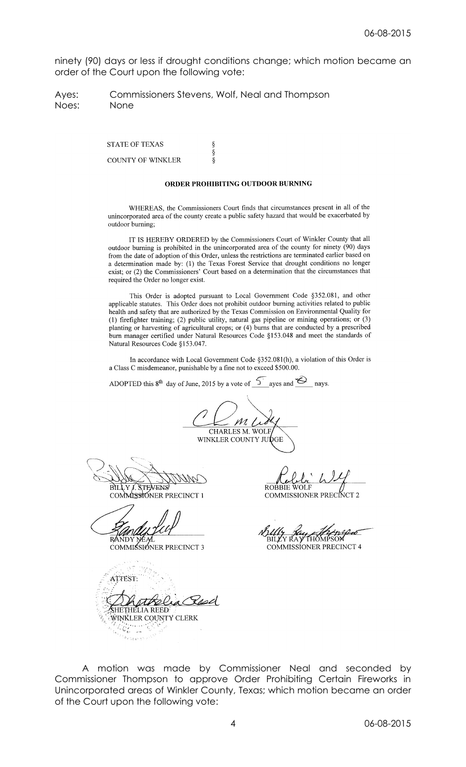ninety (90) days or less if drought conditions change; which motion became an order of the Court upon the following vote:

Ayes: Commissioners Stevens, Wolf, Neal and Thompson
Noes: None

STATE OF TEXAS §
§
COUNTY OF WINKLER §

**ORDER PROHIBITING OUTDOOR BURNING**

WHEREAS, the Commissioners Court finds that circumstances present in all of the unincorporated area of the county create a public safety hazard that would be exacerbated by outdoor burning;

IT IS HEREBY ORDERED by the Commissioners Court of Winkler County that all outdoor burning is prohibited in the unincorporated area of the county for ninety (90) days from the date of adoption of this Order, unless the restrictions are terminated earlier based on a determination made by: (1) the Texas Forest Service that drought conditions no longer exist; or (2) the Commissioners' Court based on a determination that the circumstances that required the Order no longer exist.

This Order is adopted pursuant to Local Government Code §352.081, and other applicable statutes. This Order does not prohibit outdoor burning activities related to public health and safety that are authorized by the Texas Commission on Environmental Quality for (1) firefighter training; (2) public utility, natural gas pipeline or mining operations; or (3) planting or harvesting of agricultural crops; or (4) burns that are conducted by a prescribed burn manager certified under Natural Resources Code §153.048 and meet the standards of Natural Resources Code §153.047.

In accordance with Local Government Code §352.081(h), a violation of this Order is a Class C misdemeanor, punishable by a fine not to exceed $500.00.

ADOPTED this 8th day of June, 2015 by a vote of 5 ayes and 0 nays.

CHARLES M. WOLF
WINKLER COUNTY JUDGE

BILLY J. STEVENS
COMMISSIONER PRECINCT 1

ROBBIE WOLF
COMMISSIONER PRECINCT 2

RANDY NEAL
COMMISSIONER PRECINCT 3

BILLY RAY THOMPSON
COMMISSIONER PRECINCT 4

ATTEST:

SHETHELIA REED
WINKLER COUNTY CLERK

A motion was made by Commissioner Neal and seconded by Commissioner Thompson to approve Order Prohibiting Certain Fireworks in Unincorporated areas of Winkler County, Texas; which motion became an order of the Court upon the following vote: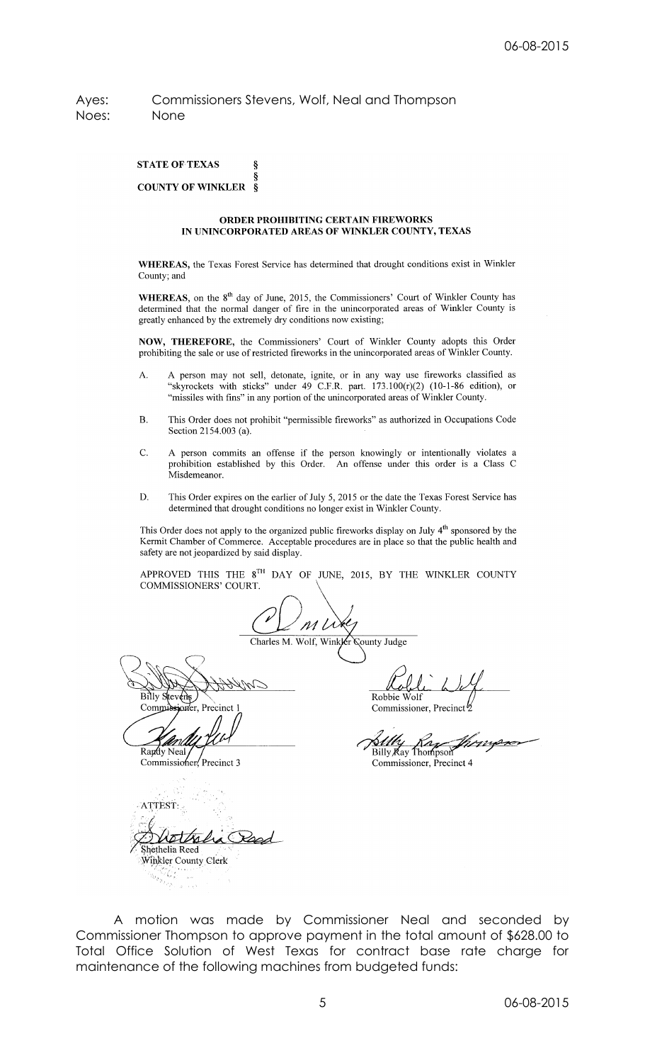Ayes: Commissioners Stevens, Wolf, Neal and Thompson
Noes: None

**STATE OF TEXAS §**
**§**
**COUNTY OF WINKLER §**

**ORDER PROHIBITING CERTAIN FIREWORKS IN UNINCORPORATED AREAS OF WINKLER COUNTY, TEXAS**

**WHEREAS,** the Texas Forest Service has determined that drought conditions exist in Winkler County; and

**WHEREAS,** on the 8th day of June, 2015, the Commissioners' Court of Winkler County has determined that the normal danger of fire in the unincorporated areas of Winkler County is greatly enhanced by the extremely dry conditions now existing;

**NOW, THEREFORE,** the Commissioners' Court of Winkler County adopts this Order prohibiting the sale or use of restricted fireworks in the unincorporated areas of Winkler County.

A. A person may not sell, detonate, ignite, or in any way use fireworks classified as "skyrockets with sticks" under 49 C.F.R. part. 173.100(r)(2) (10-1-86 edition), or "missiles with fins" in any portion of the unincorporated areas of Winkler County.

B. This Order does not prohibit "permissible fireworks" as authorized in Occupations Code Section 2154.003 (a).

C. A person commits an offense if the person knowingly or intentionally violates a prohibition established by this Order. An offense under this order is a Class C Misdemeanor.

D. This Order expires on the earlier of July 5, 2015 or the date the Texas Forest Service has determined that drought conditions no longer exist in Winkler County.

This Order does not apply to the organized public fireworks display on July 4th sponsored by the Kermit Chamber of Commerce. Acceptable procedures are in place so that the public health and safety are not jeopardized by said display.

APPROVED THIS THE 8TH DAY OF JUNE, 2015, BY THE WINKLER COUNTY COMMISSIONERS' COURT.

Charles M. Wolf, Winkler County Judge

Billy Stevens
Commissioner, Precinct 1

Robbie Wolf
Commissioner, Precinct 2

Randy Neal
Commissioner, Precinct 3

Billy Ray Thompson
Commissioner, Precinct 4

ATTEST:

Shethelia Reed
Winkler County Clerk

A motion was made by Commissioner Neal and seconded by Commissioner Thompson to approve payment in the total amount of $628.00 to Total Office Solution of West Texas for contract base rate charge for maintenance of the following machines from budgeted funds: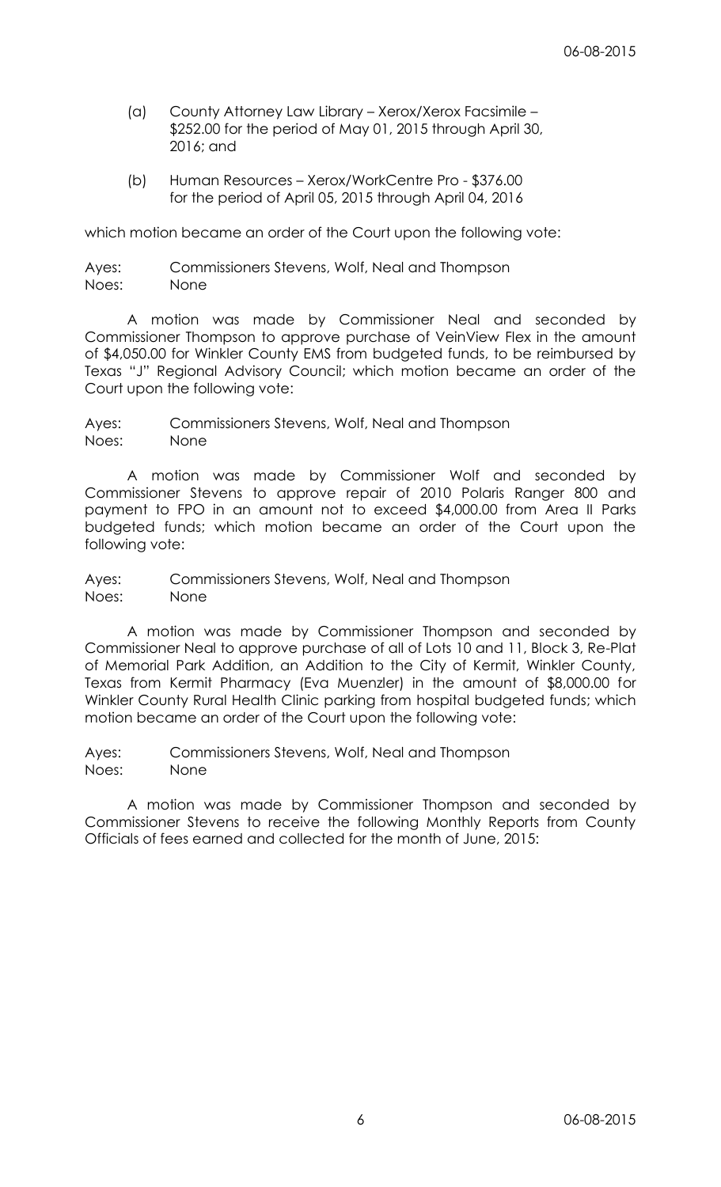(a) County Attorney Law Library – Xerox/Xerox Facsimile – $252.00 for the period of May 01, 2015 through April 30, 2016; and

(b) Human Resources – Xerox/WorkCentre Pro - $376.00 for the period of April 05, 2015 through April 04, 2016

which motion became an order of the Court upon the following vote:

Ayes: Commissioners Stevens, Wolf, Neal and Thompson
Noes: None

A motion was made by Commissioner Neal and seconded by Commissioner Thompson to approve purchase of VeinView Flex in the amount of $4,050.00 for Winkler County EMS from budgeted funds, to be reimbursed by Texas "J" Regional Advisory Council; which motion became an order of the Court upon the following vote:

Ayes: Commissioners Stevens, Wolf, Neal and Thompson
Noes: None

A motion was made by Commissioner Wolf and seconded by Commissioner Stevens to approve repair of 2010 Polaris Ranger 800 and payment to FPO in an amount not to exceed $4,000.00 from Area II Parks budgeted funds; which motion became an order of the Court upon the following vote:

Ayes: Commissioners Stevens, Wolf, Neal and Thompson
Noes: None

A motion was made by Commissioner Thompson and seconded by Commissioner Neal to approve purchase of all of Lots 10 and 11, Block 3, Re-Plat of Memorial Park Addition, an Addition to the City of Kermit, Winkler County, Texas from Kermit Pharmacy (Eva Muenzler) in the amount of $8,000.00 for Winkler County Rural Health Clinic parking from hospital budgeted funds; which motion became an order of the Court upon the following vote:

Ayes: Commissioners Stevens, Wolf, Neal and Thompson
Noes: None

A motion was made by Commissioner Thompson and seconded by Commissioner Stevens to receive the following Monthly Reports from County Officials of fees earned and collected for the month of June, 2015: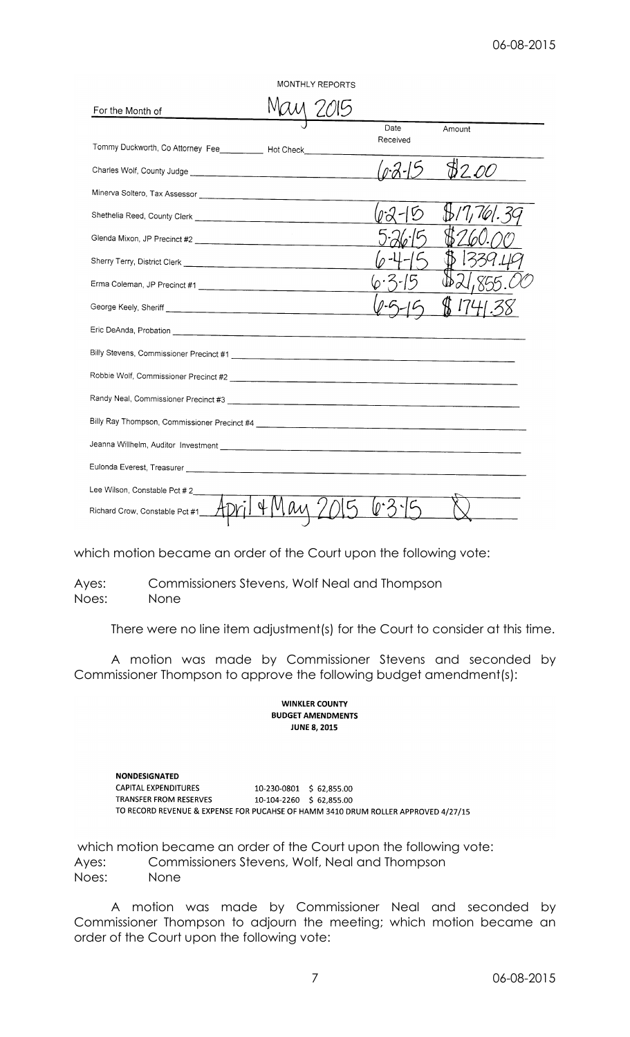MONTHLY REPORTS

For the Month of May 2015

| | Date Received | Amount |
|---|---|---|
| Tommy Duckworth, Co Attorney Fee_________ Hot Check | | |
| Charles Wolf, County Judge | 6-2-15 | $2.00 |
| Minerva Soltero, Tax Assessor | | |
| Shethelia Reed, County Clerk | 6-2-15 | $17,761.39 |
| Glenda Mixon, JP Precinct #2 | 5-26-15 | $260.00 |
| Sherry Terry, District Clerk | 6-4-15 | $1339.49 |
| Erma Coleman, JP Precinct #1 | 6-3-15 | $21,855.00 |
| George Keely, Sheriff | 6-5-15 | $1741.38 |
| Eric DeAnda, Probation | | |
| Billy Stevens, Commissioner Precinct #1 | | |
| Robbie Wolf, Commissioner Precinct #2 | | |
| Randy Neal, Commissioner Precinct #3 | | |
| Billy Ray Thompson, Commissioner Precinct #4 | | |
| Jeanna Willhelm, Auditor Investment | | |
| Eulonda Everest, Treasurer | | |
| Lee Wilson, Constable Pct # 2 | | |
| Richard Crow, Constable Pct #1 April & May 2015 | 6-3-15 | 0 |

which motion became an order of the Court upon the following vote:

Ayes: Commissioners Stevens, Wolf Neal and Thompson
Noes: None

There were no line item adjustment(s) for the Court to consider at this time.

A motion was made by Commissioner Stevens and seconded by Commissioner Thompson to approve the following budget amendment(s):

**WINKLER COUNTY**
**BUDGET AMENDMENTS**
**JUNE 8, 2015**

**NONDESIGNATED**

| | | |
|---|---|---|
| CAPITAL EXPENDITURES | 10-230-0801 | $ 62,855.00 |
| TRANSFER FROM RESERVES | 10-104-2260 | $ 62,855.00 |

TO RECORD REVENUE & EXPENSE FOR PUCAHSE OF HAMM 3410 DRUM ROLLER APPROVED 4/27/15

which motion became an order of the Court upon the following vote:

Ayes: Commissioners Stevens, Wolf, Neal and Thompson
Noes: None

A motion was made by Commissioner Neal and seconded by Commissioner Thompson to adjourn the meeting; which motion became an order of the Court upon the following vote: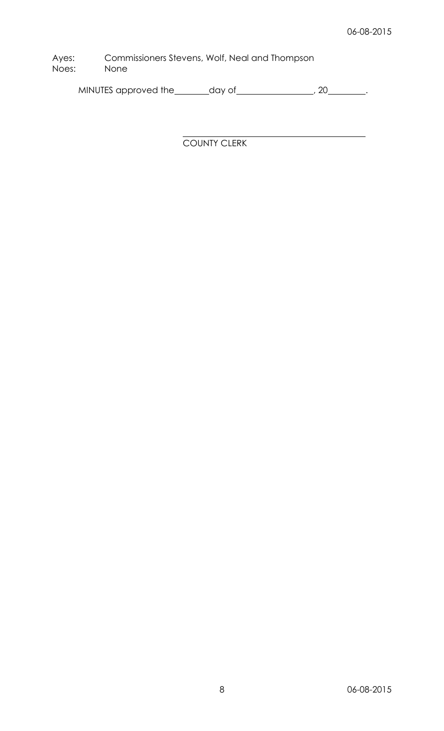Ayes: Commissioners Stevens, Wolf, Neal and Thompson
Noes: None

MINUTES approved the\_\_\_\_\_\_\_day of\_\_\_\_\_\_\_\_\_\_\_\_\_\_\_\_, 20\_\_\_\_\_\_\_\_.

\_\_\_\_\_\_\_\_\_\_\_\_\_\_\_\_\_\_\_\_\_\_\_\_\_\_\_\_\_\_\_\_\_\_\_\_\_\_\_\_

COUNTY CLERK